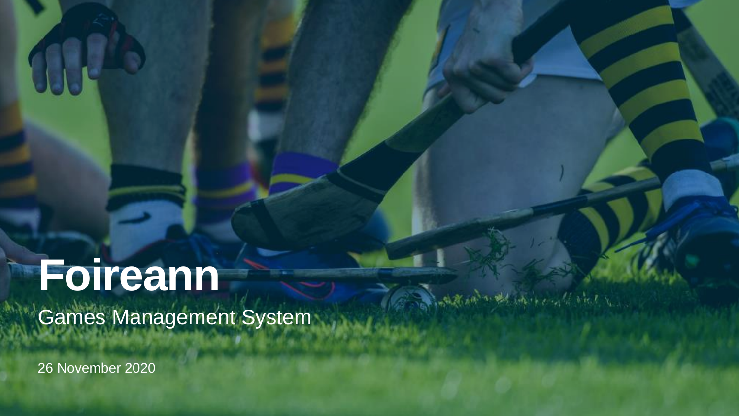# Foireann

Games Management System

26 November 2020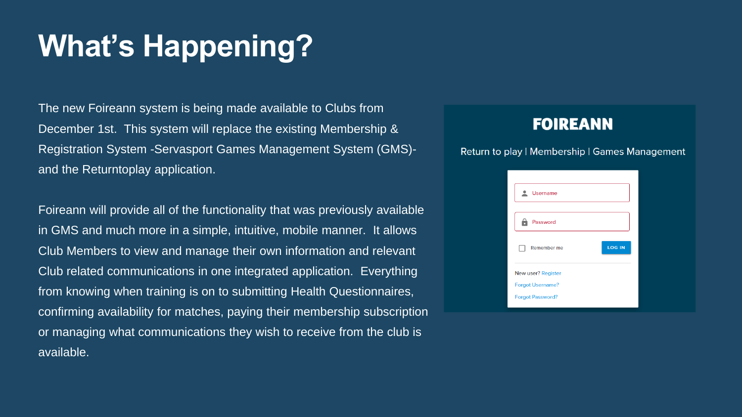# What's Happening?

The new Foireann system is being made available to Clubs from December 1st. This system will replace the existing Membership & Registration System -Servasport Games Management System (GMS)- and the Returntoplay application.

Foireann will provide all of the functionality that was previously available in GMS and much more in a simple, intuitive, mobile manner. It allows Club Members to view and manage their own information and relevant Club related communications in one integrated application. Everything from knowing when training is on to submitting Health Questionnaires, confirming availability for matches, paying their membership subscription or managing what communications they wish to receive from the club is available.

FOIREANN

Return to play | Membership | Games Management

Username

Password

Remember me

LOG IN

New user? Register

Forgot Username?

Forgot Password?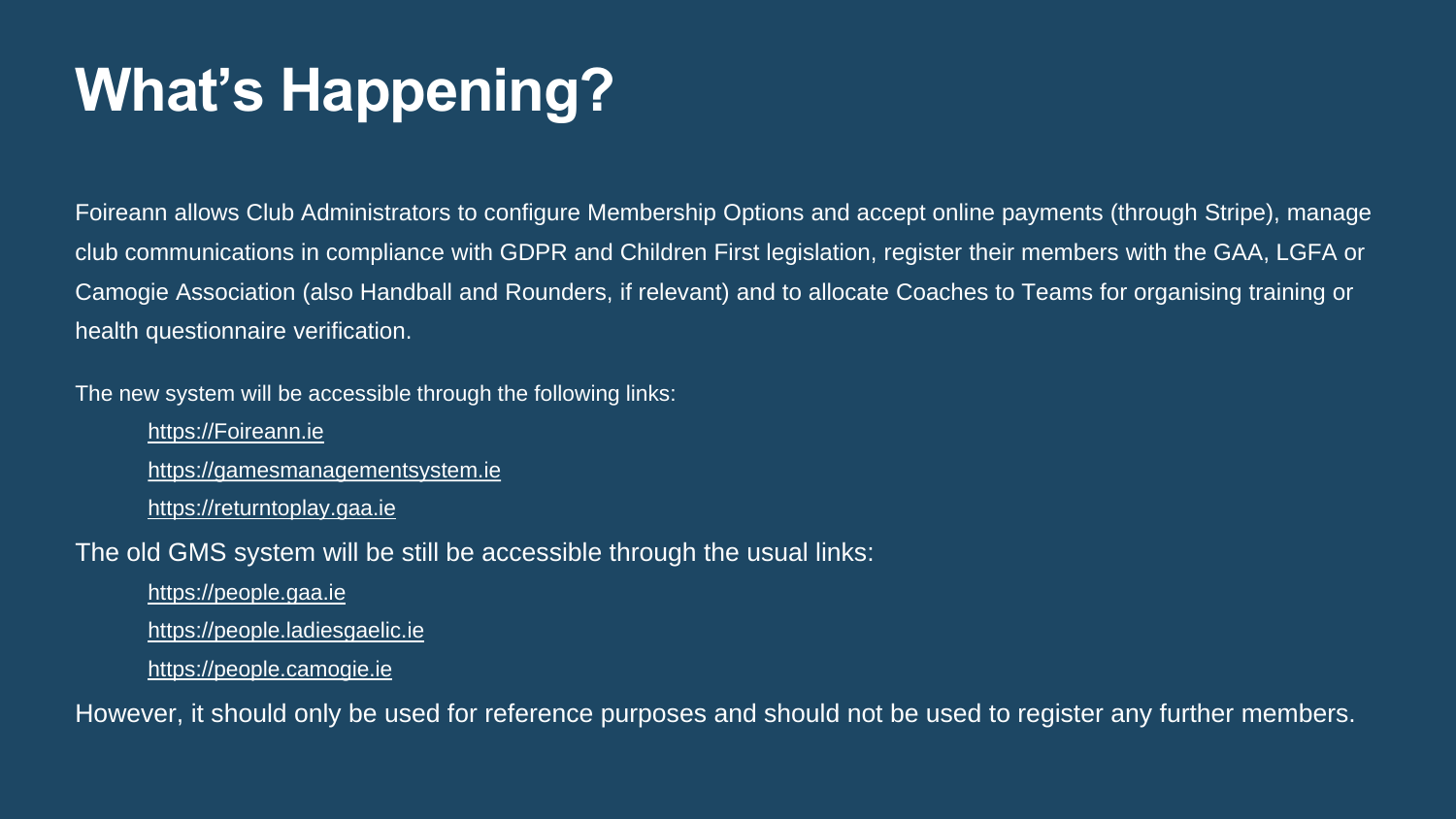# What's Happening?

Foireann allows Club Administrators to configure Membership Options and accept online payments (through Stripe), manage club communications in compliance with GDPR and Children First legislation, register their members with the GAA, LGFA or Camogie Association (also Handball and Rounders, if relevant) and to allocate Coaches to Teams for organising training or health questionnaire verification.

The new system will be accessible through the following links:

- https://Foireann.ie
- https://gamesmanagementsystem.ie
- https://returntoplay.gaa.ie

The old GMS system will be still be accessible through the usual links:

- https://people.gaa.ie
- https://people.ladiesgaelic.ie
- https://people.camogie.ie

However, it should only be used for reference purposes and should not be used to register any further members.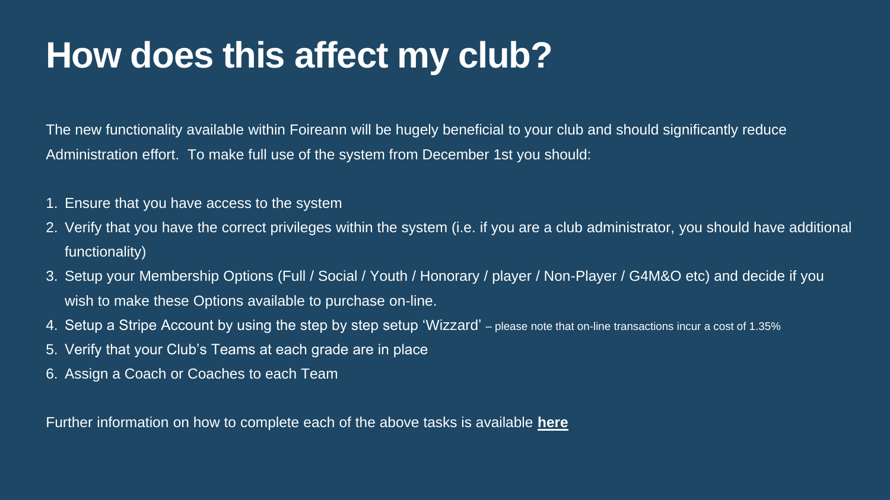# How does this affect my club?

The new functionality available within Foireann will be hugely beneficial to your club and should significantly reduce Administration effort.  To make full use of the system from December 1st you should:

1. Ensure that you have access to the system
2. Verify that you have the correct privileges within the system (i.e. if you are a club administrator, you should have additional functionality)
3. Setup your Membership Options (Full / Social / Youth / Honorary / player / Non-Player / G4M&O etc) and decide if you wish to make these Options available to purchase on-line.
4. Setup a Stripe Account by using the step by step setup 'Wizzard' – please note that on-line transactions incur a cost of 1.35%
5. Verify that your Club's Teams at each grade are in place
6. Assign a Coach or Coaches to each Team

Further information on how to complete each of the above tasks is available **here**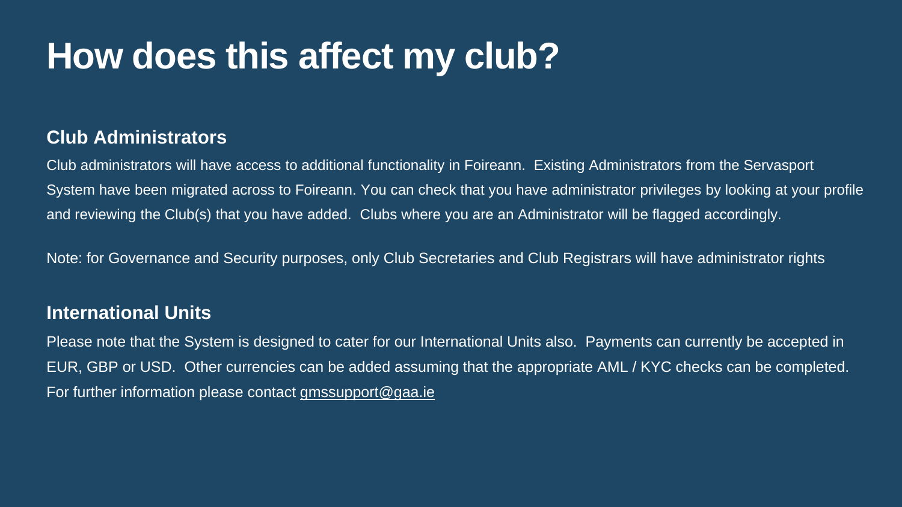# How does this affect my club?

## Club Administrators

Club administrators will have access to additional functionality in Foireann. Existing Administrators from the Servasport System have been migrated across to Foireann. You can check that you have administrator privileges by looking at your profile and reviewing the Club(s) that you have added. Clubs where you are an Administrator will be flagged accordingly.

Note: for Governance and Security purposes, only Club Secretaries and Club Registrars will have administrator rights

## International Units

Please note that the System is designed to cater for our International Units also. Payments can currently be accepted in EUR, GBP or USD. Other currencies can be added assuming that the appropriate AML / KYC checks can be completed. For further information please contact gmssupport@gaa.ie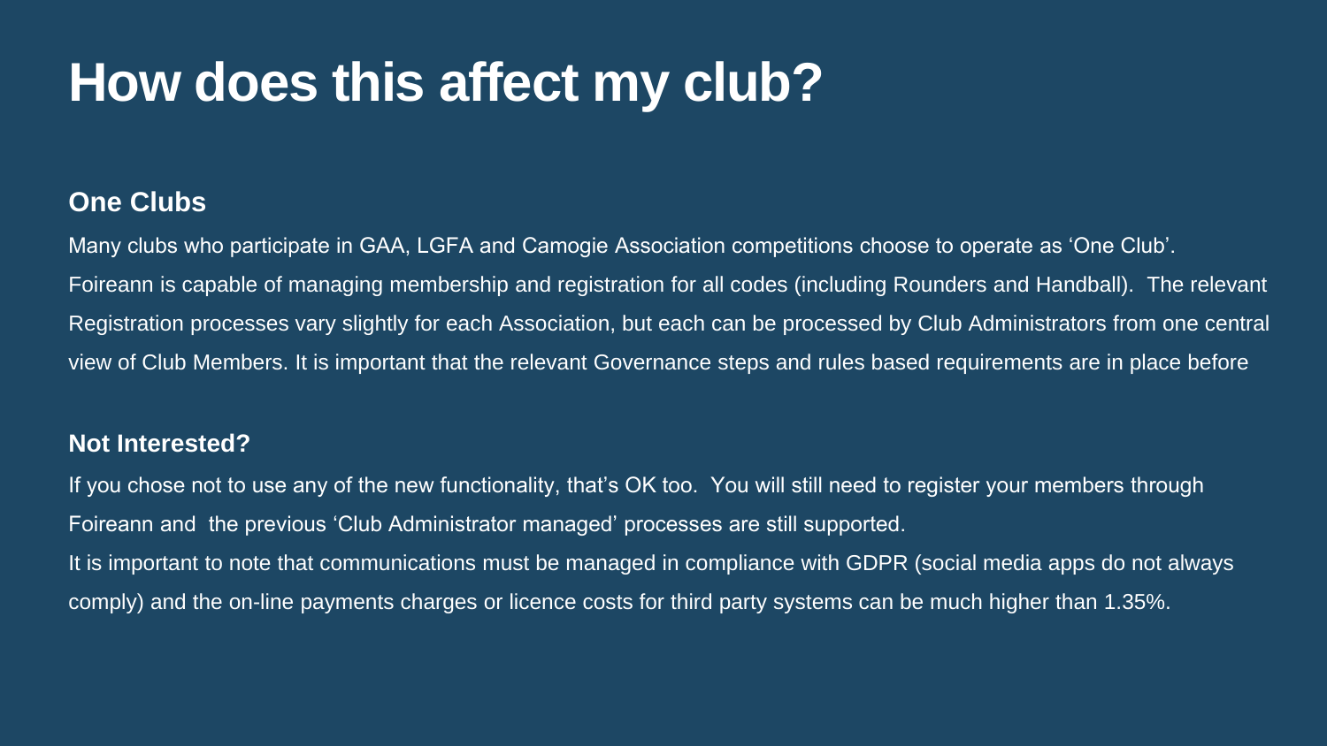# How does this affect my club?

## One Clubs

Many clubs who participate in GAA, LGFA and Camogie Association competitions choose to operate as ‘One Club’. Foireann is capable of managing membership and registration for all codes (including Rounders and Handball). The relevant Registration processes vary slightly for each Association, but each can be processed by Club Administrators from one central view of Club Members. It is important that the relevant Governance steps and rules based requirements are in place before

## Not Interested?

If you chose not to use any of the new functionality, that’s OK too. You will still need to register your members through Foireann and the previous ‘Club Administrator managed’ processes are still supported.

It is important to note that communications must be managed in compliance with GDPR (social media apps do not always comply) and the on-line payments charges or licence costs for third party systems can be much higher than 1.35%.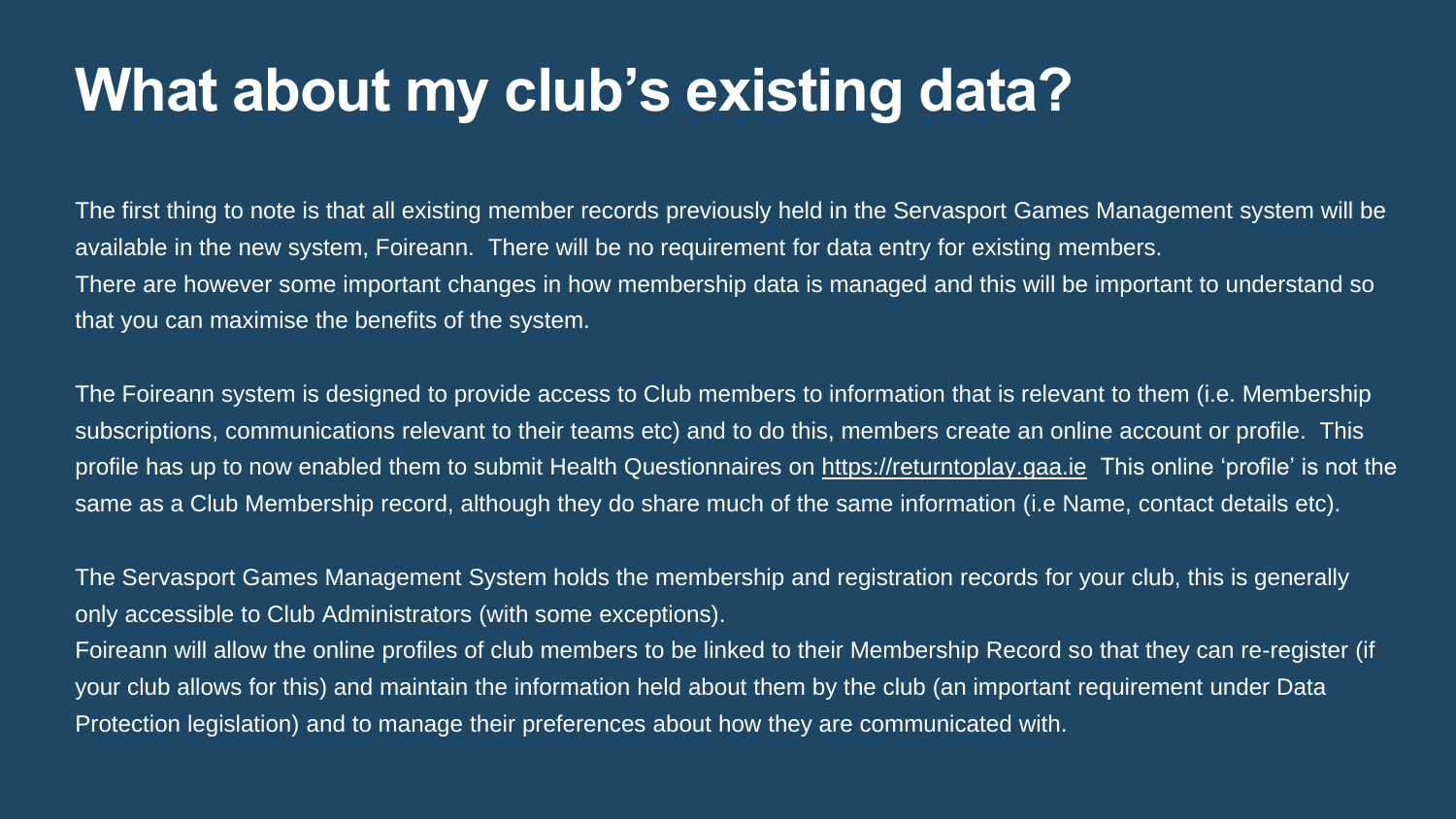# What about my club's existing data?

The first thing to note is that all existing member records previously held in the Servasport Games Management system will be available in the new system, Foireann. There will be no requirement for data entry for existing members.
There are however some important changes in how membership data is managed and this will be important to understand so that you can maximise the benefits of the system.

The Foireann system is designed to provide access to Club members to information that is relevant to them (i.e. Membership subscriptions, communications relevant to their teams etc) and to do this, members create an online account or profile. This profile has up to now enabled them to submit Health Questionnaires on https://returntoplay.gaa.ie This online 'profile' is not the same as a Club Membership record, although they do share much of the same information (i.e Name, contact details etc).

The Servasport Games Management System holds the membership and registration records for your club, this is generally only accessible to Club Administrators (with some exceptions).
Foireann will allow the online profiles of club members to be linked to their Membership Record so that they can re-register (if your club allows for this) and maintain the information held about them by the club (an important requirement under Data Protection legislation) and to manage their preferences about how they are communicated with.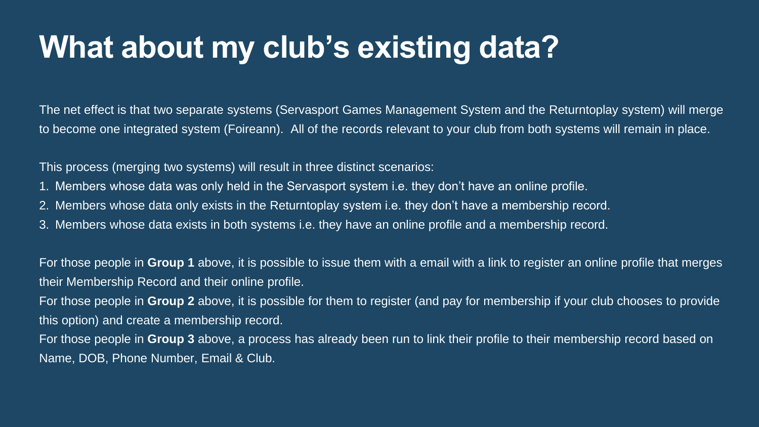# What about my club's existing data?

The net effect is that two separate systems (Servasport Games Management System and the Returntoplay system) will merge to become one integrated system (Foireann). All of the records relevant to your club from both systems will remain in place.

This process (merging two systems) will result in three distinct scenarios:

1. Members whose data was only held in the Servasport system i.e. they don't have an online profile.
2. Members whose data only exists in the Returntoplay system i.e. they don't have a membership record.
3. Members whose data exists in both systems i.e. they have an online profile and a membership record.

For those people in **Group 1** above, it is possible to issue them with a email with a link to register an online profile that merges their Membership Record and their online profile.

For those people in **Group 2** above, it is possible for them to register (and pay for membership if your club chooses to provide this option) and create a membership record.

For those people in **Group 3** above, a process has already been run to link their profile to their membership record based on Name, DOB, Phone Number, Email & Club.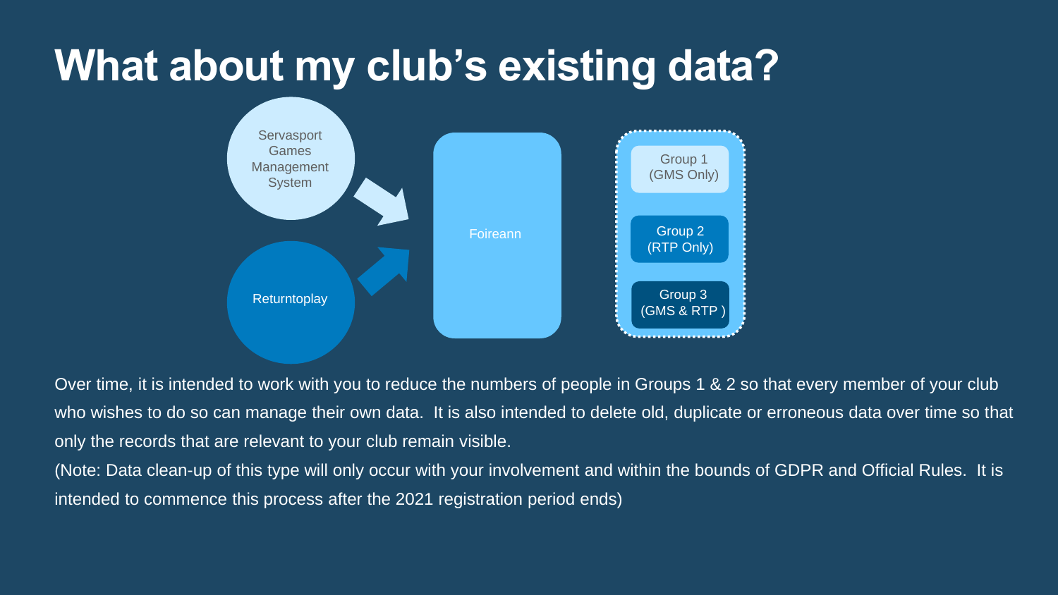# What about my club's existing data?

Servasport Games Management System

Returntoplay

Foireann

Group 1 (GMS Only)

Group 2 (RTP Only)

Group 3 (GMS & RTP )

Over time, it is intended to work with you to reduce the numbers of people in Groups 1 & 2 so that every member of your club who wishes to do so can manage their own data. It is also intended to delete old, duplicate or erroneous data over time so that only the records that are relevant to your club remain visible.

(Note: Data clean-up of this type will only occur with your involvement and within the bounds of GDPR and Official Rules. It is intended to commence this process after the 2021 registration period ends)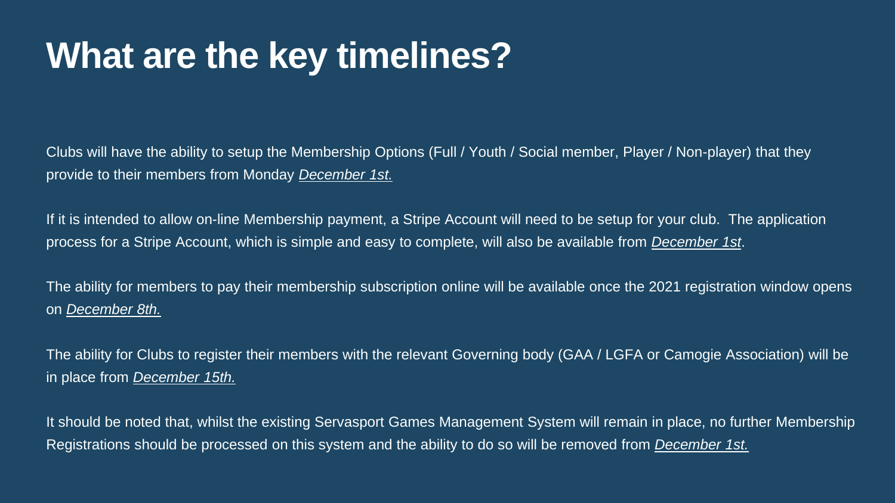# What are the key timelines?

Clubs will have the ability to setup the Membership Options (Full / Youth / Social member, Player / Non-player) that they provide to their members from Monday *December 1st.*

If it is intended to allow on-line Membership payment, a Stripe Account will need to be setup for your club. The application process for a Stripe Account, which is simple and easy to complete, will also be available from *December 1st*.

The ability for members to pay their membership subscription online will be available once the 2021 registration window opens on *December 8th.*

The ability for Clubs to register their members with the relevant Governing body (GAA / LGFA or Camogie Association) will be in place from *December 15th.*

It should be noted that, whilst the existing Servasport Games Management System will remain in place, no further Membership Registrations should be processed on this system and the ability to do so will be removed from *December 1st.*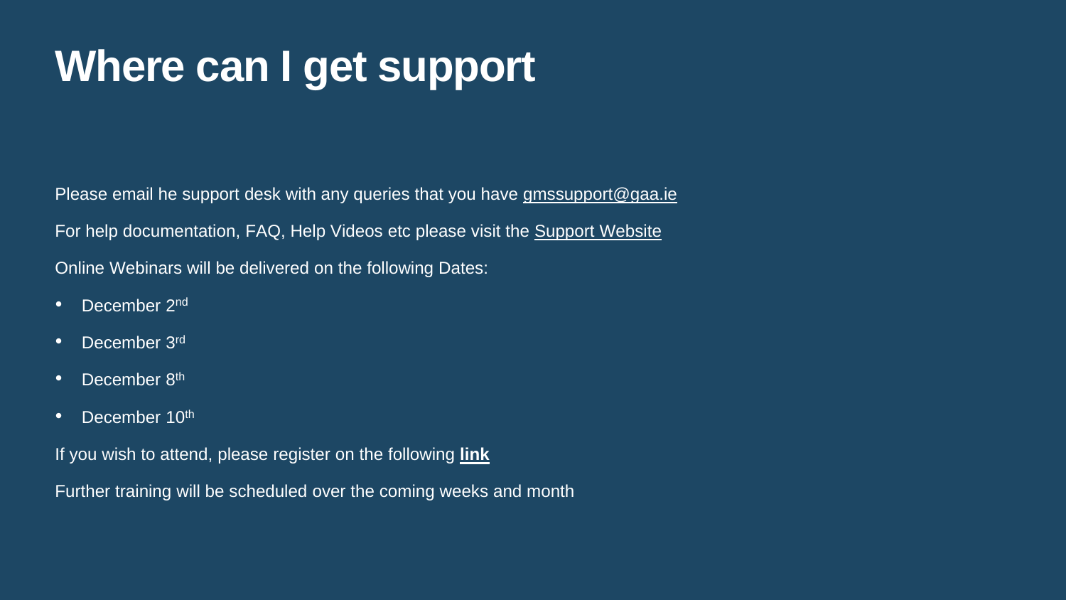# Where can I get support

Please email he support desk with any queries that you have gmssupport@gaa.ie

For help documentation, FAQ, Help Videos etc please visit the Support Website

Online Webinars will be delivered on the following Dates:

- December 2nd
- December 3rd
- December 8th
- December 10th

If you wish to attend, please register on the following **link**

Further training will be scheduled over the coming weeks and month